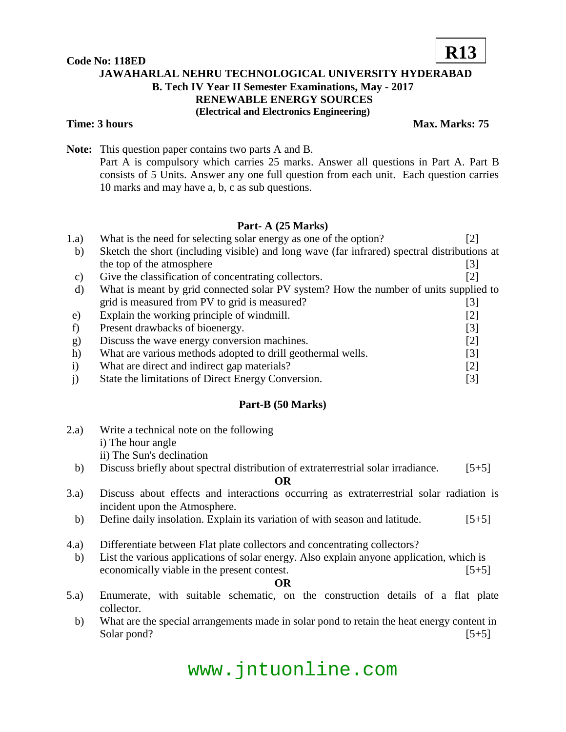**Code No: 118ED** **R13**

# JAWAHARLAL NEHRU TECHNOLOGICAL UNIVERSITY HYDERABAD

## B. Tech IV Year II Semester Examinations, May - 2017

## RENEWABLE ENERGY SOURCES

**(Electrical and Electronics Engineering)**

**Time: 3 hours** **Max. Marks: 75**

**Note:** This question paper contains two parts A and B.
Part A is compulsory which carries 25 marks. Answer all questions in Part A. Part B consists of 5 Units. Answer any one full question from each unit. Each question carries 10 marks and may have a, b, c as sub questions.

### Part- A (25 Marks)

1.a) What is the need for selecting solar energy as one of the option? [2]

b) Sketch the short (including visible) and long wave (far infrared) spectral distributions at the top of the atmosphere [3]

c) Give the classification of concentrating collectors. [2]

d) What is meant by grid connected solar PV system? How the number of units supplied to grid is measured from PV to grid is measured? [3]

e) Explain the working principle of windmill. [2]

f) Present drawbacks of bioenergy. [3]

g) Discuss the wave energy conversion machines. [2]

h) What are various methods adopted to drill geothermal wells. [3]

i) What are direct and indirect gap materials? [2]

j) State the limitations of Direct Energy Conversion. [3]

### Part-B (50 Marks)

2.a) Write a technical note on the following
i) The hour angle
ii) The Sun's declination

b) Discuss briefly about spectral distribution of extraterrestrial solar irradiance. [5+5]

**OR**

3.a) Discuss about effects and interactions occurring as extraterrestrial solar radiation is incident upon the Atmosphere.

b) Define daily insolation. Explain its variation of with season and latitude. [5+5]

4.a) Differentiate between Flat plate collectors and concentrating collectors?

b) List the various applications of solar energy. Also explain anyone application, which is economically viable in the present contest. [5+5]

**OR**

5.a) Enumerate, with suitable schematic, on the construction details of a flat plate collector.

b) What are the special arrangements made in solar pond to retain the heat energy content in Solar pond? [5+5]

www.jntuonline.com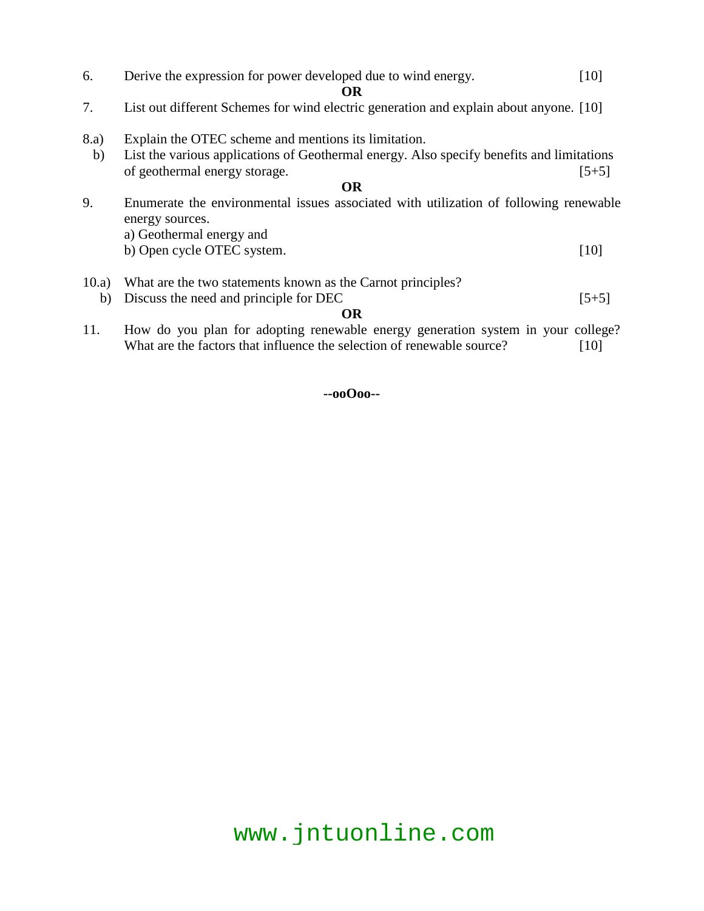6. Derive the expression for power developed due to wind energy. [10]

**OR**

7. List out different Schemes for wind electric generation and explain about anyone. [10]

8.a) Explain the OTEC scheme and mentions its limitation.

b) List the various applications of Geothermal energy. Also specify benefits and limitations of geothermal energy storage. [5+5]

**OR**

9. Enumerate the environmental issues associated with utilization of following renewable energy sources.
   a) Geothermal energy and
   b) Open cycle OTEC system. [10]

10.a) What are the two statements known as the Carnot principles?

b) Discuss the need and principle for DEC [5+5]

**OR**

11. How do you plan for adopting renewable energy generation system in your college? What are the factors that influence the selection of renewable source? [10]

**--ooOoo--**

www.jntuonline.com